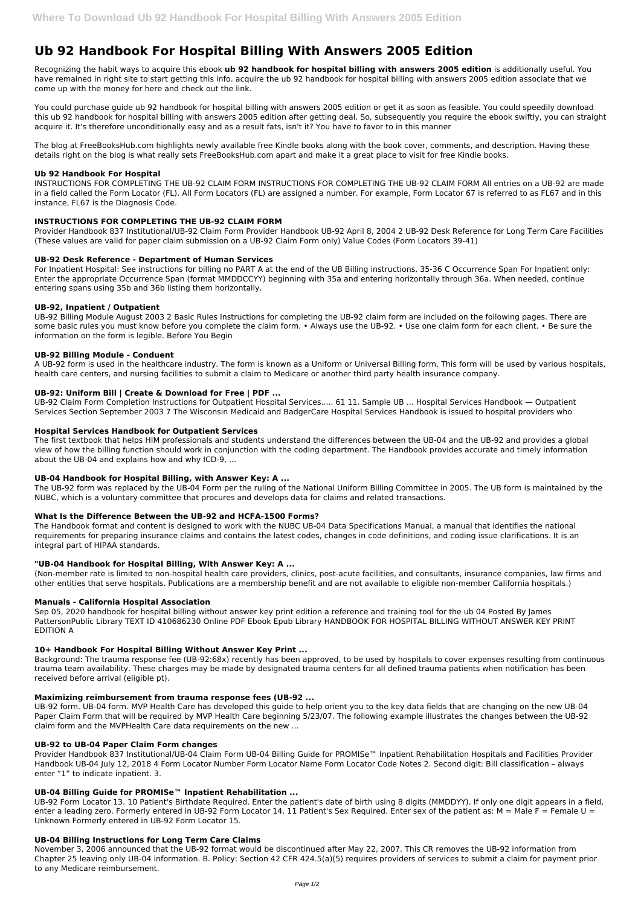# Ub 92 Handbook For Hospital Billing With Answers 2005 Edition

Recognizing the habit ways to acquire this ebook **ub 92 handbook for hospital billing with answers 2005 edition** is additionally useful. You have remained in right site to start getting this info. acquire the ub 92 handbook for hospital billing with answers 2005 edition associate that we come up with the money for here and check out the link.

You could purchase guide ub 92 handbook for hospital billing with answers 2005 edition or get it as soon as feasible. You could speedily download this ub 92 handbook for hospital billing with answers 2005 edition after getting deal. So, subsequently you require the ebook swiftly, you can straight acquire it. It's therefore unconditionally easy and as a result fats, isn't it? You have to favor to in this manner

The blog at FreeBooksHub.com highlights newly available free Kindle books along with the book cover, comments, and description. Having these details right on the blog is what really sets FreeBooksHub.com apart and make it a great place to visit for free Kindle books.

### Ub 92 Handbook For Hospital

INSTRUCTIONS FOR COMPLETING THE UB-92 CLAIM FORM INSTRUCTIONS FOR COMPLETING THE UB-92 CLAIM FORM All entries on a UB-92 are made in a field called the Form Locator (FL). All Form Locators (FL) are assigned a number. For example, Form Locator 67 is referred to as FL67 and in this instance, FL67 is the Diagnosis Code.

### INSTRUCTIONS FOR COMPLETING THE UB-92 CLAIM FORM

Provider Handbook 837 Institutional/UB-92 Claim Form Provider Handbook UB-92 April 8, 2004 2 UB-92 Desk Reference for Long Term Care Facilities (These values are valid for paper claim submission on a UB-92 Claim Form only) Value Codes (Form Locators 39-41)

### UB-92 Desk Reference - Department of Human Services

For Inpatient Hospital: See instructions for billing no PART A at the end of the UB Billing instructions. 35-36 C Occurrence Span For Inpatient only: Enter the appropriate Occurrence Span (format MMDDCCYY) beginning with 35a and entering horizontally through 36a. When needed, continue entering spans using 35b and 36b listing them horizontally.

### UB-92, Inpatient / Outpatient

UB-92 Billing Module August 2003 2 Basic Rules Instructions for completing the UB-92 claim form are included on the following pages. There are some basic rules you must know before you complete the claim form. • Always use the UB-92. • Use one claim form for each client. • Be sure the information on the form is legible. Before You Begin

### UB-92 Billing Module - Conduent

A UB-92 form is used in the healthcare industry. The form is known as a Uniform or Universal Billing form. This form will be used by various hospitals, health care centers, and nursing facilities to submit a claim to Medicare or another third party health insurance company.

### UB-92: Uniform Bill | Create & Download for Free | PDF ...

UB-92 Claim Form Completion Instructions for Outpatient Hospital Services..... 61 11. Sample UB ... Hospital Services Handbook — Outpatient Services Section September 2003 7 The Wisconsin Medicaid and BadgerCare Hospital Services Handbook is issued to hospital providers who

### Hospital Services Handbook for Outpatient Services

The first textbook that helps HIM professionals and students understand the differences between the UB-04 and the UB-92 and provides a global view of how the billing function should work in conjunction with the coding department. The Handbook provides accurate and timely information about the UB-04 and explains how and why ICD-9, ...

### UB-04 Handbook for Hospital Billing, with Answer Key: A ...

The UB-92 form was replaced by the UB-04 Form per the ruling of the National Uniform Billing Committee in 2005. The UB form is maintained by the NUBC, which is a voluntary committee that procures and develops data for claims and related transactions.

### What Is the Difference Between the UB-92 and HCFA-1500 Forms?

The Handbook format and content is designed to work with the NUBC UB-04 Data Specifications Manual, a manual that identifies the national requirements for preparing insurance claims and contains the latest codes, changes in code definitions, and coding issue clarifications. It is an integral part of HIPAA standards.

### "UB-04 Handbook for Hospital Billing, With Answer Key: A ...

(Non-member rate is limited to non-hospital health care providers, clinics, post-acute facilities, and consultants, insurance companies, law firms and other entities that serve hospitals. Publications are a membership benefit and are not available to eligible non-member California hospitals.)

### Manuals - California Hospital Association

Sep 05, 2020 handbook for hospital billing without answer key print edition a reference and training tool for the ub 04 Posted By James PattersonPublic Library TEXT ID 410686230 Online PDF Ebook Epub Library HANDBOOK FOR HOSPITAL BILLING WITHOUT ANSWER KEY PRINT EDITION A

### 10+ Handbook For Hospital Billing Without Answer Key Print ...

Background: The trauma response fee (UB-92:68x) recently has been approved, to be used by hospitals to cover expenses resulting from continuous trauma team availability. These charges may be made by designated trauma centers for all defined trauma patients when notification has been received before arrival (eligible pt).

### Maximizing reimbursement from trauma response fees (UB-92 ...

UB-92 form. UB-04 form. MVP Health Care has developed this guide to help orient you to the key data fields that are changing on the new UB-04 Paper Claim Form that will be required by MVP Health Care beginning 5/23/07. The following example illustrates the changes between the UB-92 claim form and the MVPHealth Care data requirements on the new ...

### UB-92 to UB-04 Paper Claim Form changes

Provider Handbook 837 Institutional/UB-04 Claim Form UB-04 Billing Guide for PROMISe™ Inpatient Rehabilitation Hospitals and Facilities Provider Handbook UB-04 July 12, 2018 4 Form Locator Number Form Locator Name Form Locator Code Notes 2. Second digit: Bill classification – always enter "1" to indicate inpatient. 3.

### UB-04 Billing Guide for PROMISe™ Inpatient Rehabilitation ...

UB-92 Form Locator 13. 10 Patient's Birthdate Required. Enter the patient's date of birth using 8 digits (MMDDYY). If only one digit appears in a field, enter a leading zero. Formerly entered in UB-92 Form Locator 14. 11 Patient's Sex Required. Enter sex of the patient as: M = Male F = Female U = Unknown Formerly entered in UB-92 Form Locator 15.

### UB-04 Billing Instructions for Long Term Care Claims

November 3, 2006 announced that the UB-92 format would be discontinued after May 22, 2007. This CR removes the UB-92 information from Chapter 25 leaving only UB-04 information. B. Policy: Section 42 CFR 424.5(a)(5) requires providers of services to submit a claim for payment prior to any Medicare reimbursement.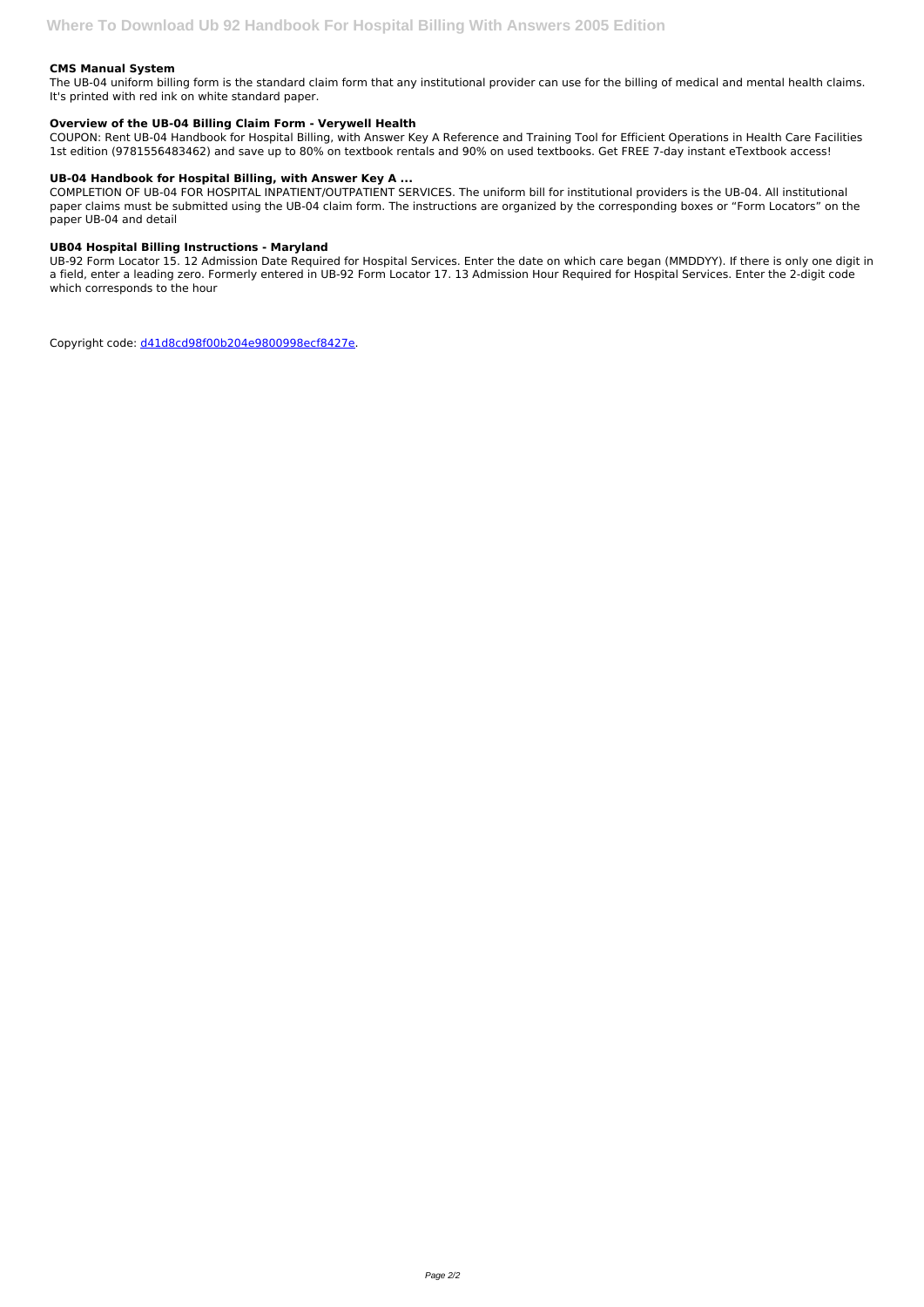**CMS Manual System**

The UB-04 uniform billing form is the standard claim form that any institutional provider can use for the billing of medical and mental health claims. It's printed with red ink on white standard paper.

**Overview of the UB-04 Billing Claim Form - Verywell Health**

COUPON: Rent UB-04 Handbook for Hospital Billing, with Answer Key A Reference and Training Tool for Efficient Operations in Health Care Facilities 1st edition (9781556483462) and save up to 80% on textbook rentals and 90% on used textbooks. Get FREE 7-day instant eTextbook access!

**UB-04 Handbook for Hospital Billing, with Answer Key A ...**

COMPLETION OF UB-04 FOR HOSPITAL INPATIENT/OUTPATIENT SERVICES. The uniform bill for institutional providers is the UB-04. All institutional paper claims must be submitted using the UB-04 claim form. The instructions are organized by the corresponding boxes or "Form Locators" on the paper UB-04 and detail

**UB04 Hospital Billing Instructions - Maryland**

UB-92 Form Locator 15. 12 Admission Date Required for Hospital Services. Enter the date on which care began (MMDDYY). If there is only one digit in a field, enter a leading zero. Formerly entered in UB-92 Form Locator 17. 13 Admission Hour Required for Hospital Services. Enter the 2-digit code which corresponds to the hour

Copyright code: d41d8cd98f00b204e9800998ecf8427e.